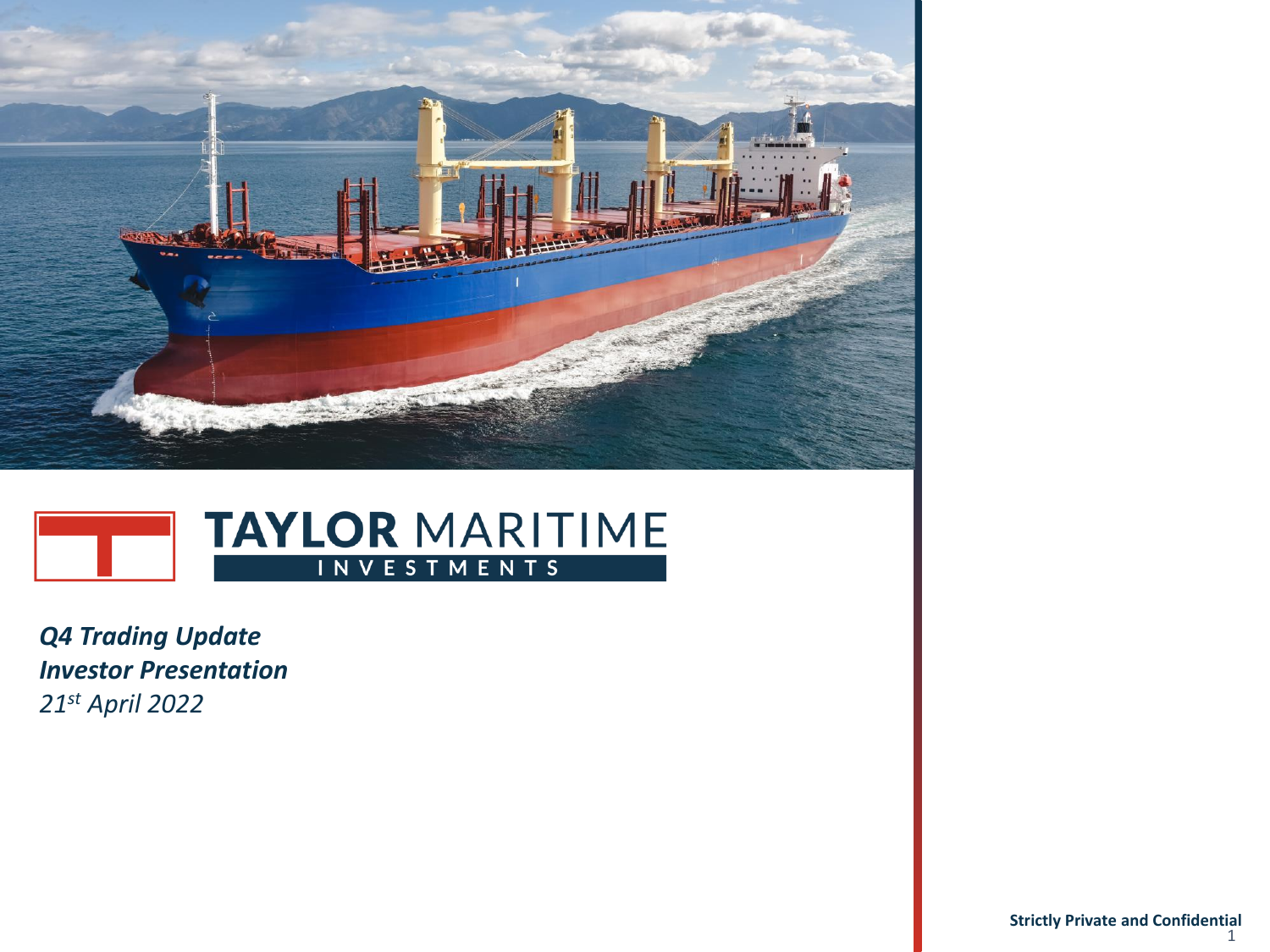# TAYLOR MARITIME INVESTMENTS

***Q4 Trading Update***
***Investor Presentation***
*21st April 2022*

**Strictly Private and Confidential**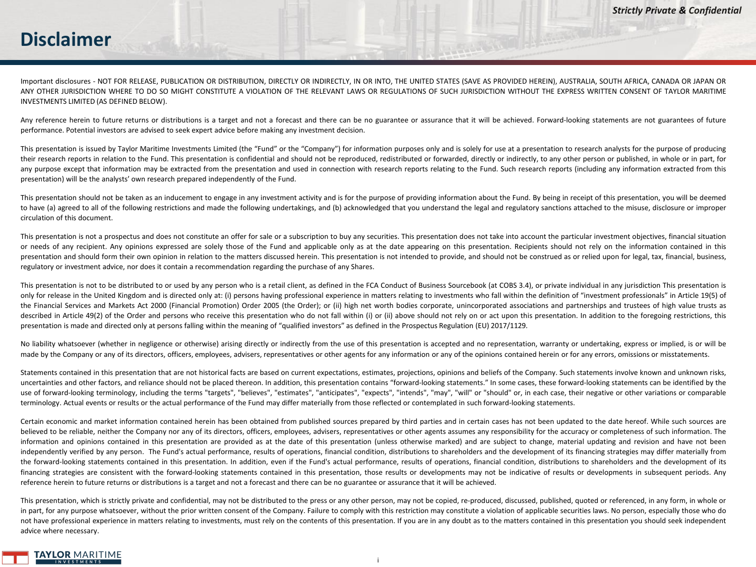# Disclaimer

Important disclosures - NOT FOR RELEASE, PUBLICATION OR DISTRIBUTION, DIRECTLY OR INDIRECTLY, IN OR INTO, THE UNITED STATES (SAVE AS PROVIDED HEREIN), AUSTRALIA, SOUTH AFRICA, CANADA OR JAPAN OR ANY OTHER JURISDICTION WHERE TO DO SO MIGHT CONSTITUTE A VIOLATION OF THE RELEVANT LAWS OR REGULATIONS OF SUCH JURISDICTION WITHOUT THE EXPRESS WRITTEN CONSENT OF TAYLOR MARITIME INVESTMENTS LIMITED (AS DEFINED BELOW).

Any reference herein to future returns or distributions is a target and not a forecast and there can be no guarantee or assurance that it will be achieved. Forward-looking statements are not guarantees of future performance. Potential investors are advised to seek expert advice before making any investment decision.

This presentation is issued by Taylor Maritime Investments Limited (the "Fund" or the "Company") for information purposes only and is solely for use at a presentation to research analysts for the purpose of producing their research reports in relation to the Fund. This presentation is confidential and should not be reproduced, redistributed or forwarded, directly or indirectly, to any other person or published, in whole or in part, for any purpose except that information may be extracted from the presentation and used in connection with research reports relating to the Fund. Such research reports (including any information extracted from this presentation) will be the analysts' own research prepared independently of the Fund.

This presentation should not be taken as an inducement to engage in any investment activity and is for the purpose of providing information about the Fund. By being in receipt of this presentation, you will be deemed to have (a) agreed to all of the following restrictions and made the following undertakings, and (b) acknowledged that you understand the legal and regulatory sanctions attached to the misuse, disclosure or improper circulation of this document.

This presentation is not a prospectus and does not constitute an offer for sale or a subscription to buy any securities. This presentation does not take into account the particular investment objectives, financial situation or needs of any recipient. Any opinions expressed are solely those of the Fund and applicable only as at the date appearing on this presentation. Recipients should not rely on the information contained in this presentation and should form their own opinion in relation to the matters discussed herein. This presentation is not intended to provide, and should not be construed as or relied upon for legal, tax, financial, business, regulatory or investment advice, nor does it contain a recommendation regarding the purchase of any Shares.

This presentation is not to be distributed to or used by any person who is a retail client, as defined in the FCA Conduct of Business Sourcebook (at COBS 3.4), or private individual in any jurisdiction This presentation is only for release in the United Kingdom and is directed only at: (i) persons having professional experience in matters relating to investments who fall within the definition of "investment professionals" in Article 19(5) of the Financial Services and Markets Act 2000 (Financial Promotion) Order 2005 (the Order); or (ii) high net worth bodies corporate, unincorporated associations and partnerships and trustees of high value trusts as described in Article 49(2) of the Order and persons who receive this presentation who do not fall within (i) or (ii) above should not rely on or act upon this presentation. In addition to the foregoing restrictions, this presentation is made and directed only at persons falling within the meaning of "qualified investors" as defined in the Prospectus Regulation (EU) 2017/1129.

No liability whatsoever (whether in negligence or otherwise) arising directly or indirectly from the use of this presentation is accepted and no representation, warranty or undertaking, express or implied, is or will be made by the Company or any of its directors, officers, employees, advisers, representatives or other agents for any information or any of the opinions contained herein or for any errors, omissions or misstatements.

Statements contained in this presentation that are not historical facts are based on current expectations, estimates, projections, opinions and beliefs of the Company. Such statements involve known and unknown risks, uncertainties and other factors, and reliance should not be placed thereon. In addition, this presentation contains "forward-looking statements." In some cases, these forward-looking statements can be identified by the use of forward-looking terminology, including the terms "targets", "believes", "estimates", "anticipates", "expects", "intends", "may", "will" or "should" or, in each case, their negative or other variations or comparable terminology. Actual events or results or the actual performance of the Fund may differ materially from those reflected or contemplated in such forward-looking statements.

Certain economic and market information contained herein has been obtained from published sources prepared by third parties and in certain cases has not been updated to the date hereof. While such sources are believed to be reliable, neither the Company nor any of its directors, officers, employees, advisers, representatives or other agents assumes any responsibility for the accuracy or completeness of such information. The information and opinions contained in this presentation are provided as at the date of this presentation (unless otherwise marked) and are subject to change, material updating and revision and have not been independently verified by any person. The Fund's actual performance, results of operations, financial condition, distributions to shareholders and the development of its financing strategies may differ materially from the forward-looking statements contained in this presentation. In addition, even if the Fund's actual performance, results of operations, financial condition, distributions to shareholders and the development of its financing strategies are consistent with the forward-looking statements contained in this presentation, those results or developments may not be indicative of results or developments in subsequent periods. Any reference herein to future returns or distributions is a target and not a forecast and there can be no guarantee or assurance that it will be achieved.

This presentation, which is strictly private and confidential, may not be distributed to the press or any other person, may not be copied, re-produced, discussed, published, quoted or referenced, in any form, in whole or in part, for any purpose whatsoever, without the prior written consent of the Company. Failure to comply with this restriction may constitute a violation of applicable securities laws. No person, especially those who do not have professional experience in matters relating to investments, must rely on the contents of this presentation. If you are in any doubt as to the matters contained in this presentation you should seek independent advice where necessary.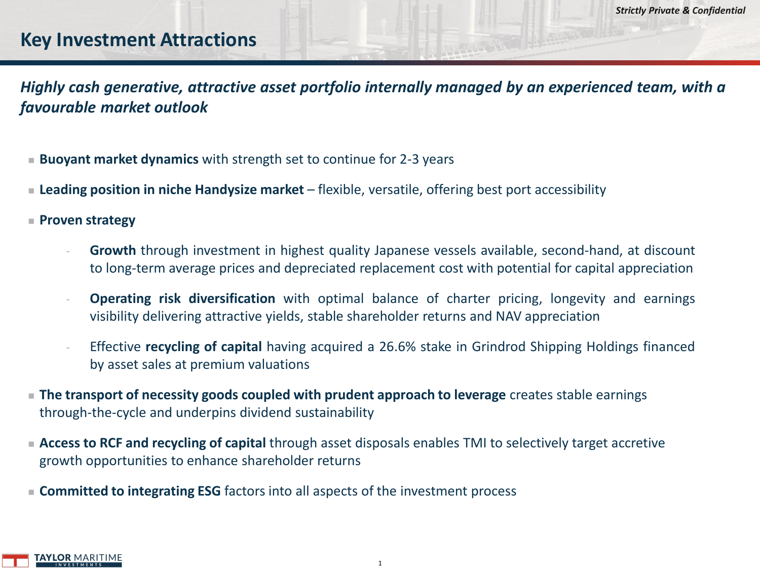# Key Investment Attractions

***Highly cash generative, attractive asset portfolio internally managed by an experienced team, with a favourable market outlook***

- **Buoyant market dynamics** with strength set to continue for 2-3 years
- **Leading position in niche Handysize market** – flexible, versatile, offering best port accessibility
- **Proven strategy**
  - **Growth** through investment in highest quality Japanese vessels available, second-hand, at discount to long-term average prices and depreciated replacement cost with potential for capital appreciation
  - **Operating risk diversification** with optimal balance of charter pricing, longevity and earnings visibility delivering attractive yields, stable shareholder returns and NAV appreciation
  - Effective **recycling of capital** having acquired a 26.6% stake in Grindrod Shipping Holdings financed by asset sales at premium valuations
- **The transport of necessity goods coupled with prudent approach to leverage** creates stable earnings through-the-cycle and underpins dividend sustainability
- **Access to RCF and recycling of capital** through asset disposals enables TMI to selectively target accretive growth opportunities to enhance shareholder returns
- **Committed to integrating ESG** factors into all aspects of the investment process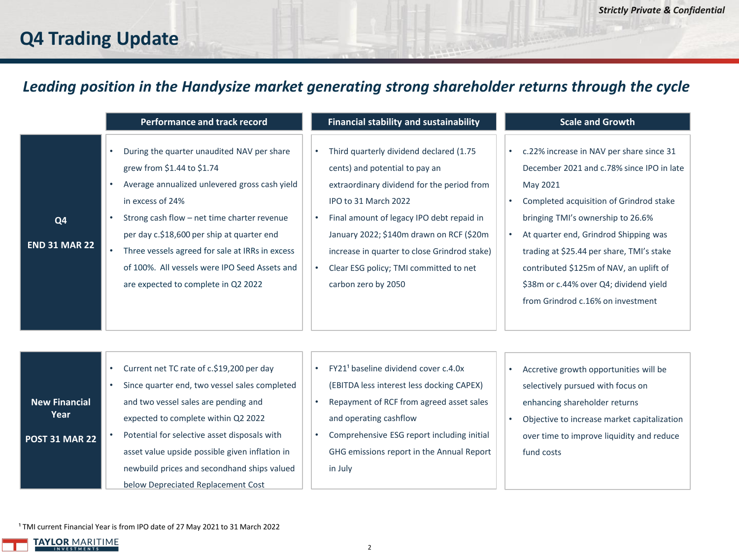*Strictly Private & Confidential*

# Q4 Trading Update

## *Leading position in the Handysize market generating strong shareholder returns through the cycle*

| | Performance and track record | Financial stability and sustainability | Scale and Growth |
|---|---|---|---|
| **Q4**<br><br>**END 31 MAR 22** | • During the quarter unaudited NAV per share grew from \$1.44 to \$1.74<br>• Average annualized unlevered gross cash yield in excess of 24%<br>• Strong cash flow – net time charter revenue per day c.\$18,600 per ship at quarter end<br>• Three vessels agreed for sale at IRRs in excess of 100%. All vessels were IPO Seed Assets and are expected to complete in Q2 2022 | • Third quarterly dividend declared (1.75 cents) and potential to pay an extraordinary dividend for the period from IPO to 31 March 2022<br>• Final amount of legacy IPO debt repaid in January 2022; \$140m drawn on RCF (\$20m increase in quarter to close Grindrod stake)<br>• Clear ESG policy; TMI committed to net carbon zero by 2050 | • c.22% increase in NAV per share since 31 December 2021 and c.78% since IPO in late May 2021<br>• Completed acquisition of Grindrod stake bringing TMI's ownership to 26.6%<br>• At quarter end, Grindrod Shipping was trading at \$25.44 per share, TMI's stake contributed \$125m of NAV, an uplift of \$38m or c.44% over Q4; dividend yield from Grindrod c.16% on investment |
| **New Financial Year**<br><br>**POST 31 MAR 22** | • Current net TC rate of c.\$19,200 per day<br>• Since quarter end, two vessel sales completed and two vessel sales are pending and expected to complete within Q2 2022<br>• Potential for selective asset disposals with asset value upside possible given inflation in newbuild prices and secondhand ships valued below Depreciated Replacement Cost | • FY21[1] baseline dividend cover c.4.0x (EBITDA less interest less docking CAPEX)<br>• Repayment of RCF from agreed asset sales and operating cashflow<br>• Comprehensive ESG report including initial GHG emissions report in the Annual Report in July | • Accretive growth opportunities will be selectively pursued with focus on enhancing shareholder returns<br>• Objective to increase market capitalization over time to improve liquidity and reduce fund costs |

[1] TMI current Financial Year is from IPO date of 27 May 2021 to 31 March 2022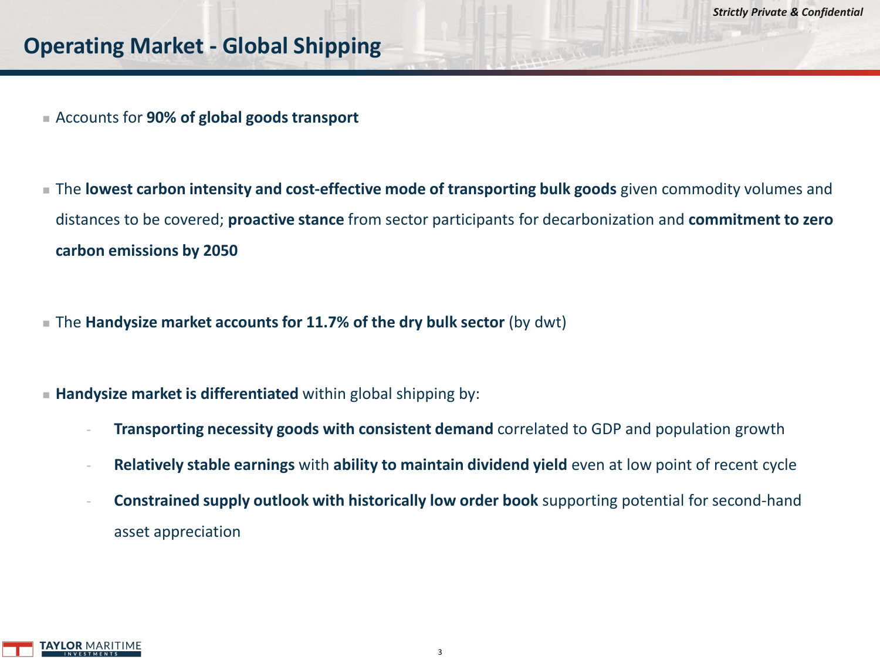# Operating Market - Global Shipping

- Accounts for **90% of global goods transport**

- The **lowest carbon intensity and cost-effective mode of transporting bulk goods** given commodity volumes and distances to be covered; **proactive stance** from sector participants for decarbonization and **commitment to zero carbon emissions by 2050**

- The **Handysize market accounts for 11.7% of the dry bulk sector** (by dwt)

- **Handysize market is differentiated** within global shipping by:
  - **Transporting necessity goods with consistent demand** correlated to GDP and population growth
  - **Relatively stable earnings** with **ability to maintain dividend yield** even at low point of recent cycle
  - **Constrained supply outlook with historically low order book** supporting potential for second-hand asset appreciation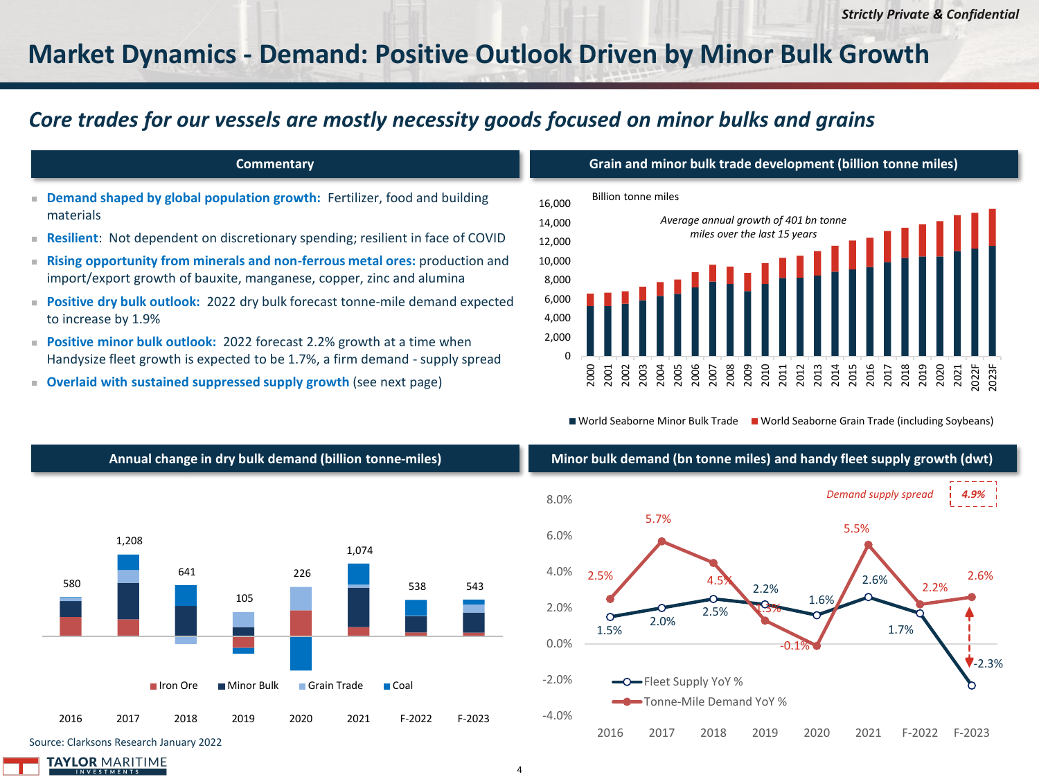# Market Dynamics - Demand: Positive Outlook Driven by Minor Bulk Growth

## *Core trades for our vessels are mostly necessity goods focused on minor bulks and grains*

### Commentary

- **Demand shaped by global population growth:** Fertilizer, food and building materials
- **Resilient**: Not dependent on discretionary spending; resilient in face of COVID
- **Rising opportunity from minerals and non-ferrous metal ores:** production and import/export growth of bauxite, manganese, copper, zinc and alumina
- **Positive dry bulk outlook:** 2022 dry bulk forecast tonne-mile demand expected to increase by 1.9%
- **Positive minor bulk outlook:** 2022 forecast 2.2% growth at a time when Handysize fleet growth is expected to be 1.7%, a firm demand - supply spread
- **Overlaid with sustained suppressed supply growth** (see next page)

### Grain and minor bulk trade development (billion tonne miles)

Billion tonne miles

*Average annual growth of 401 bn tonne miles over the last 15 years*

Years: 2000–2021, 2022F, 2023F

■ World Seaborne Minor Bulk Trade ■ World Seaborne Grain Trade (including Soybeans)

### Annual change in dry bulk demand (billion tonne-miles)

| | 2016 | 2017 | 2018 | 2019 | 2020 | 2021 | F-2022 | F-2023 |
|---|---|---|---|---|---|---|---|---|
| Total | 580 | 1,208 | 641 | 105 | 226 | 1,074 | 538 | 543 |

■ Iron Ore ■ Minor Bulk ■ Grain Trade ■ Coal

### Minor bulk demand (bn tonne miles) and handy fleet supply growth (dwt)

| | 2016 | 2017 | 2018 | 2019 | 2020 | 2021 | F-2022 | F-2023 |
|---|---|---|---|---|---|---|---|---|
| Fleet Supply YoY % | 1.5% | 2.0% | 2.5% | 2.2% | 1.6% | 2.6% | 1.7% | -2.3% |
| Tonne-Mile Demand YoY % | 2.5% | 5.7% | 4.5% | 1.3% | -0.1% | 5.5% | 2.2% | 2.6% |

*Demand supply spread* **4.9%**

Source: Clarksons Research January 2022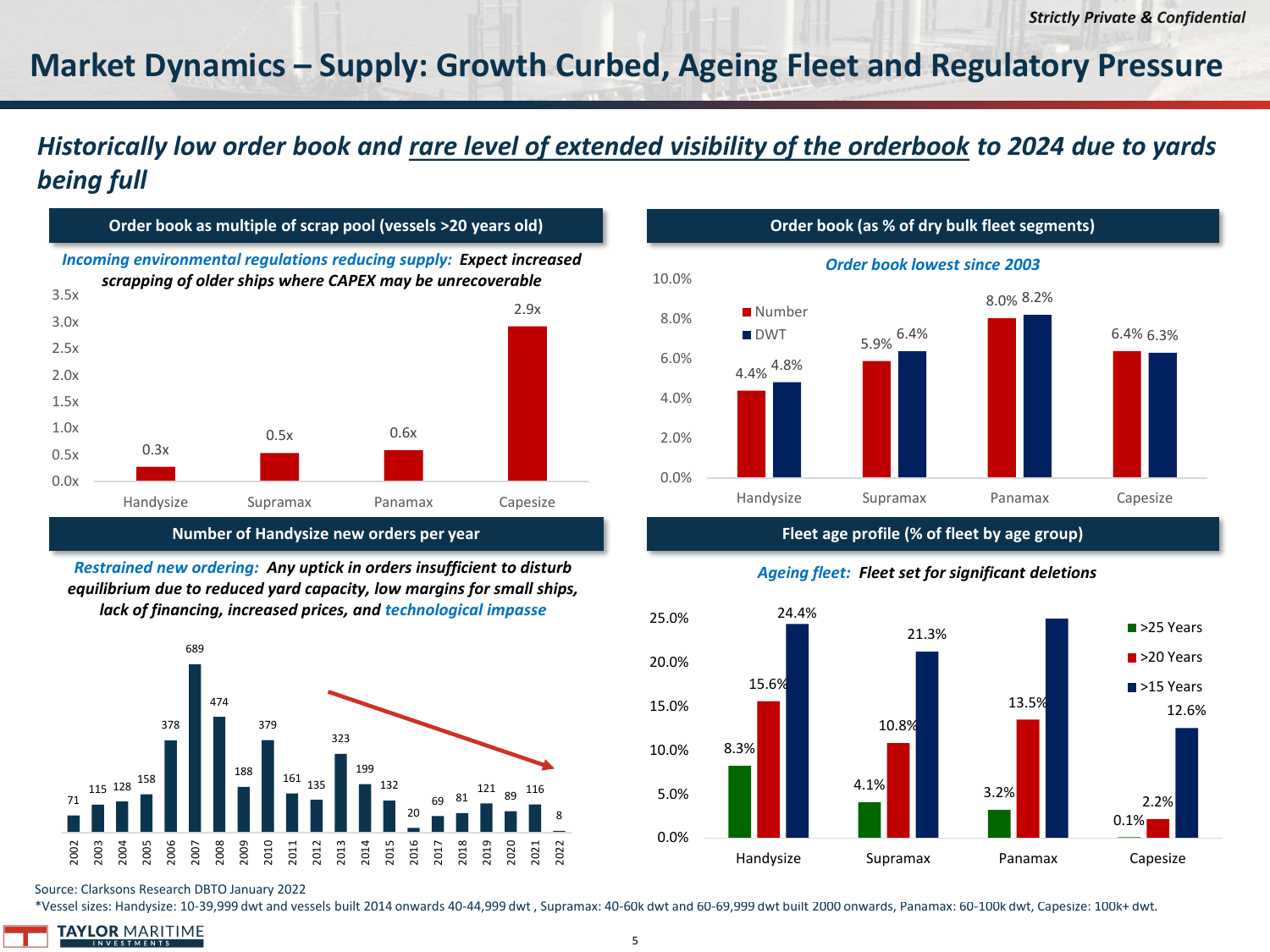*Strictly Private & Confidential*

# Market Dynamics – Supply: Growth Curbed, Ageing Fleet and Regulatory Pressure

## *Historically low order book and rare level of extended visibility of the orderbook to 2024 due to yards being full*

### Order book as multiple of scrap pool (vessels >20 years old)

***Incoming environmental regulations reducing supply:** Expect increased scrapping of older ships where CAPEX may be unrecoverable*

| Segment | Multiple |
|---|---|
| Handysize | 0.3x |
| Supramax | 0.5x |
| Panamax | 0.6x |
| Capesize | 2.9x |

### Order book (as % of dry bulk fleet segments)

***Order book lowest since 2003***

| Segment | Number | DWT |
|---|---|---|
| Handysize | 4.4% | 4.8% |
| Supramax | 5.9% | 6.4% |
| Panamax | 8.0% | 8.2% |
| Capesize | 6.4% | 6.3% |

### Number of Handysize new orders per year

***Restrained new ordering:** Any uptick in orders insufficient to disturb equilibrium due to reduced yard capacity, low margins for small ships, lack of financing, increased prices, and technological impasse*

| Year | 2002 | 2003 | 2004 | 2005 | 2006 | 2007 | 2008 | 2009 | 2010 | 2011 | 2012 | 2013 | 2014 | 2015 | 2016 | 2017 | 2018 | 2019 | 2020 | 2021 | 2022 |
|---|---|---|---|---|---|---|---|---|---|---|---|---|---|---|---|---|---|---|---|---|---|
| Orders | 71 | 115 | 128 | 158 | 378 | 689 | 474 | 188 | 379 | 161 | 135 | 323 | 199 | 132 | 20 | 69 | 81 | 121 | 89 | 116 | 8 |

### Fleet age profile (% of fleet by age group)

***Ageing fleet:** Fleet set for significant deletions*

| Segment | >25 Years | >20 Years | >15 Years |
|---|---|---|---|
| Handysize | 8.3% | 15.6% | 24.4% |
| Supramax | 4.1% | 10.8% | 21.3% |
| Panamax | 3.2% | 13.5% | |
| Capesize | 0.1% | 2.2% | 12.6% |

Source: Clarksons Research DBTO January 2022

*Vessel sizes: Handysize: 10-39,999 dwt and vessels built 2014 onwards 40-44,999 dwt , Supramax: 40-60k dwt and 60-69,999 dwt built 2000 onwards, Panamax: 60-100k dwt, Capesize: 100k+ dwt.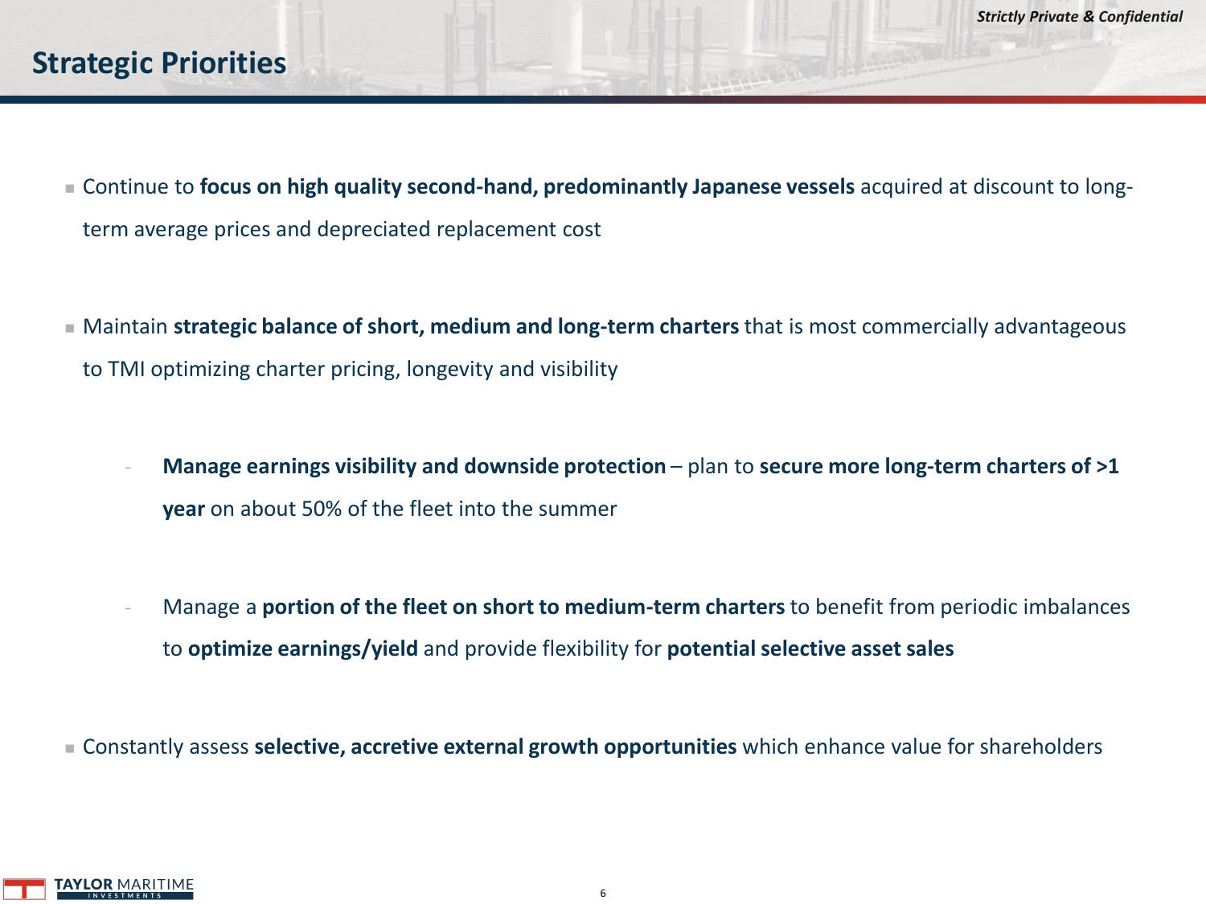## Strategic Priorities

- Continue to **focus on high quality second-hand, predominantly Japanese vessels** acquired at discount to long-term average prices and depreciated replacement cost

- Maintain **strategic balance of short, medium and long-term charters** that is most commercially advantageous to TMI optimizing charter pricing, longevity and visibility

  - **Manage earnings visibility and downside protection** – plan to **secure more long-term charters of >1 year** on about 50% of the fleet into the summer

  - Manage a **portion of the fleet on short to medium-term charters** to benefit from periodic imbalances to **optimize earnings/yield** and provide flexibility for **potential selective asset sales**

- Constantly assess **selective, accretive external growth opportunities** which enhance value for shareholders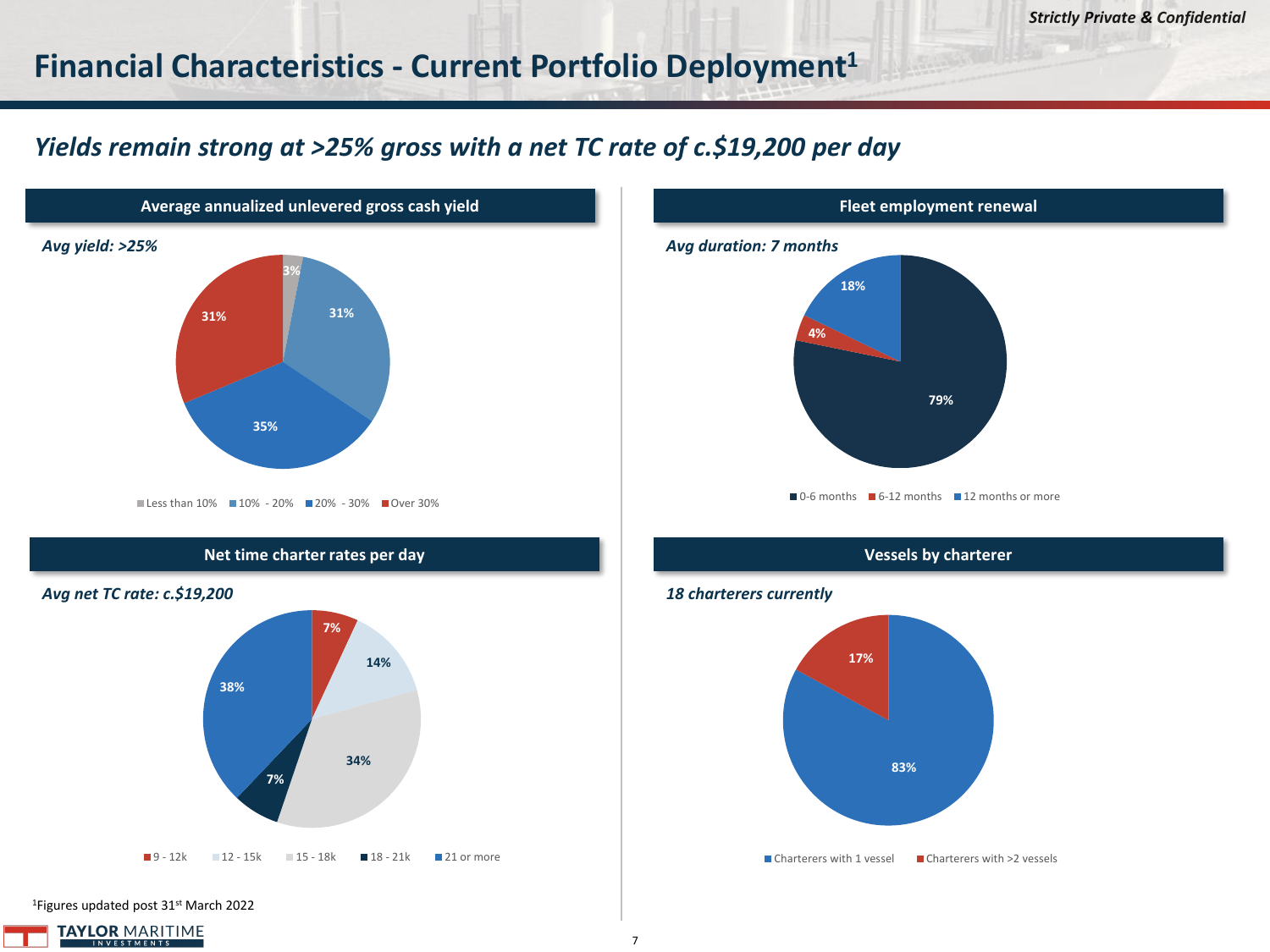# Financial Characteristics - Current Portfolio Deployment[1]

## *Yields remain strong at >25% gross with a net TC rate of c.$19,200 per day*

### Average annualized unlevered gross cash yield

*Avg yield: >25%*

| Category | Share |
| --- | --- |
| Less than 10% | 3% |
| 10% - 20% | 31% |
| 20% - 30% | 35% |
| Over 30% | 31% |

### Fleet employment renewal

*Avg duration: 7 months*

| Category | Share |
| --- | --- |
| 0-6 months | 79% |
| 6-12 months | 4% |
| 12 months or more | 18% |

### Net time charter rates per day

*Avg net TC rate: c.$19,200*

| Category | Share |
| --- | --- |
| 9 - 12k | 7% |
| 12 - 15k | 14% |
| 15 - 18k | 34% |
| 18 - 21k | 7% |
| 21 or more | 38% |

### Vessels by charterer

*18 charterers currently*

| Category | Share |
| --- | --- |
| Charterers with 1 vessel | 83% |
| Charterers with >2 vessels | 17% |

[1]Figures updated post 31st March 2022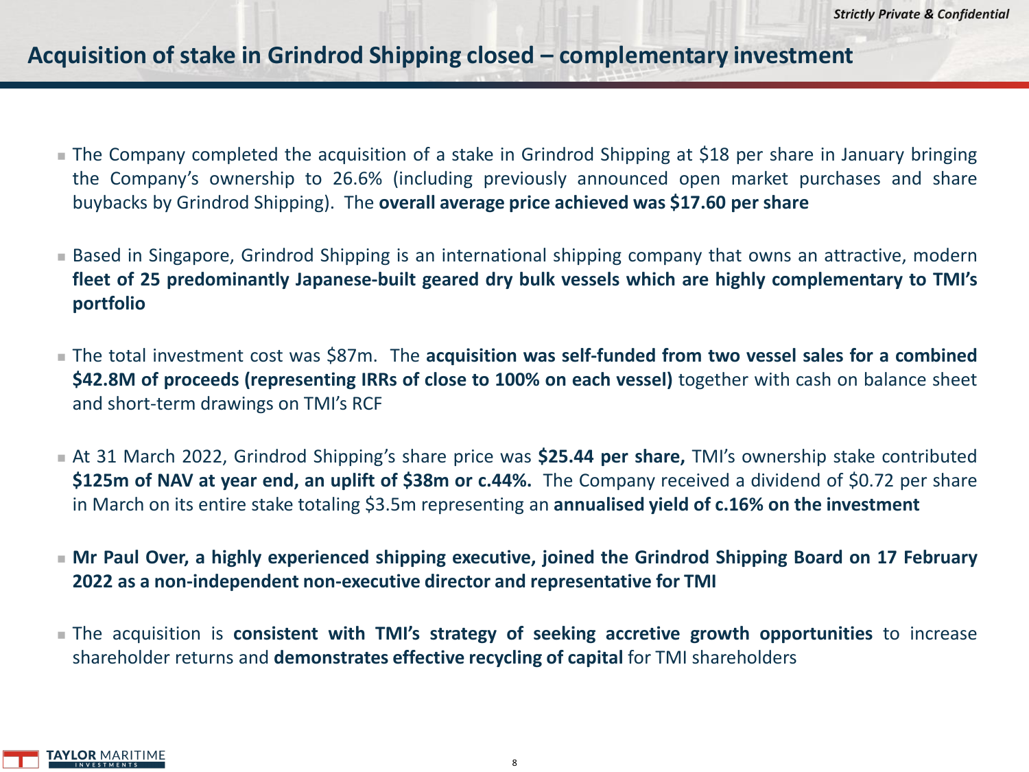## Acquisition of stake in Grindrod Shipping closed – complementary investment

- The Company completed the acquisition of a stake in Grindrod Shipping at $18 per share in January bringing the Company's ownership to 26.6% (including previously announced open market purchases and share buybacks by Grindrod Shipping). The **overall average price achieved was $17.60 per share**

- Based in Singapore, Grindrod Shipping is an international shipping company that owns an attractive, modern **fleet of 25 predominantly Japanese-built geared dry bulk vessels which are highly complementary to TMI's portfolio**

- The total investment cost was $87m. The **acquisition was self-funded from two vessel sales for a combined $42.8M of proceeds (representing IRRs of close to 100% on each vessel)** together with cash on balance sheet and short-term drawings on TMI's RCF

- At 31 March 2022, Grindrod Shipping's share price was **$25.44 per share,** TMI's ownership stake contributed **$125m of NAV at year end, an uplift of $38m or c.44%.** The Company received a dividend of $0.72 per share in March on its entire stake totaling $3.5m representing an **annualised yield of c.16% on the investment**

- **Mr Paul Over, a highly experienced shipping executive, joined the Grindrod Shipping Board on 17 February 2022 as a non-independent non-executive director and representative for TMI**

- The acquisition is **consistent with TMI's strategy of seeking accretive growth opportunities** to increase shareholder returns and **demonstrates effective recycling of capital** for TMI shareholders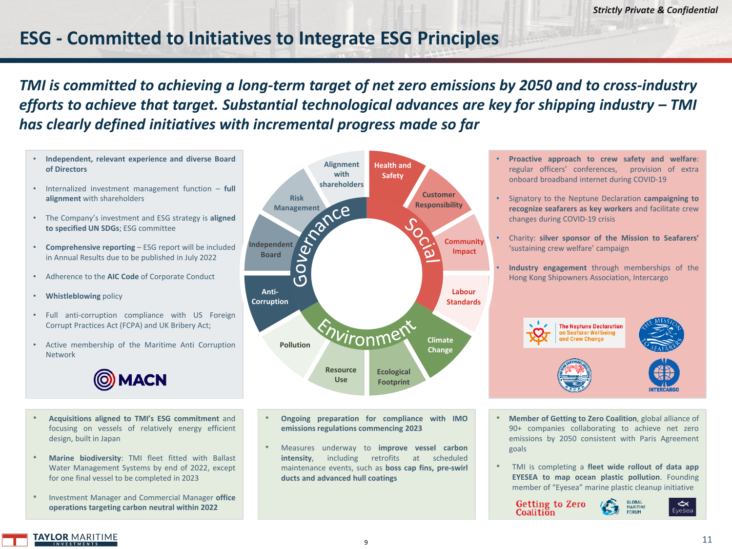# ESG - Committed to Initiatives to Integrate ESG Principles

***TMI is committed to achieving a long-term target of net zero emissions by 2050 and to cross-industry efforts to achieve that target. Substantial technological advances are key for shipping industry – TMI has clearly defined initiatives with incremental progress made so far***

## Governance

- **Independent, relevant experience and diverse Board of Directors**
- Internalized investment management function – **full alignment** with shareholders
- The Company's investment and ESG strategy is **aligned to specified UN SDGs**; ESG committee
- **Comprehensive reporting** – ESG report will be included in Annual Results due to be published in July 2022
- Adherence to the **AIC Code** of Corporate Conduct
- **Whistleblowing** policy
- Full anti-corruption compliance with US Foreign Corrupt Practices Act (FCPA) and UK Bribery Act;
- Active membership of the Maritime Anti Corruption Network

MACN

Governance: Alignment with shareholders, Risk Management, Independent Board, Anti-Corruption

Social: Health and Safety, Customer Responsibility, Community Impact, Labour Standards

Environment: Climate Change, Ecological Footprint, Resource Use, Pollution

## Social

- **Proactive approach to crew safety and welfare**: regular officers' conferences, provision of extra onboard broadband internet during COVID-19
- Signatory to the Neptune Declaration **campaigning to recognize seafarers as key workers** and facilitate crew changes during COVID-19 crisis
- Charity: **silver sponsor of the Mission to Seafarers'** 'sustaining crew welfare' campaign
- **Industry engagement** through memberships of the Hong Kong Shipowners Association, Intercargo

The Neptune Declaration on Seafarer Wellbeing and Crew Change | The Mission to Seafarers | Hong Kong Shipowners Association | INTERCARGO

## Environment

- **Acquisitions aligned to TMI's ESG commitment** and focusing on vessels of relatively energy efficient design, built in Japan
- **Marine biodiversity**: TMI fleet fitted with Ballast Water Management Systems by end of 2022, except for one final vessel to be completed in 2023
- Investment Manager and Commercial Manager **office operations targeting carbon neutral within 2022**

- **Ongoing preparation for compliance with IMO emissions regulations commencing 2023**
- Measures underway to **improve vessel carbon intensity**, including retrofits at scheduled maintenance events, such as **boss cap fins, pre-swirl ducts and advanced hull coatings**

- **Member of Getting to Zero Coalition**, global alliance of 90+ companies collaborating to achieve net zero emissions by 2050 consistent with Paris Agreement goals
- TMI is completing a **fleet wide rollout of data app EYESEA to map ocean plastic pollution**. Founding member of "Eyesea" marine plastic cleanup initiative

Getting to Zero Coalition | Global Maritime Forum | Eyesea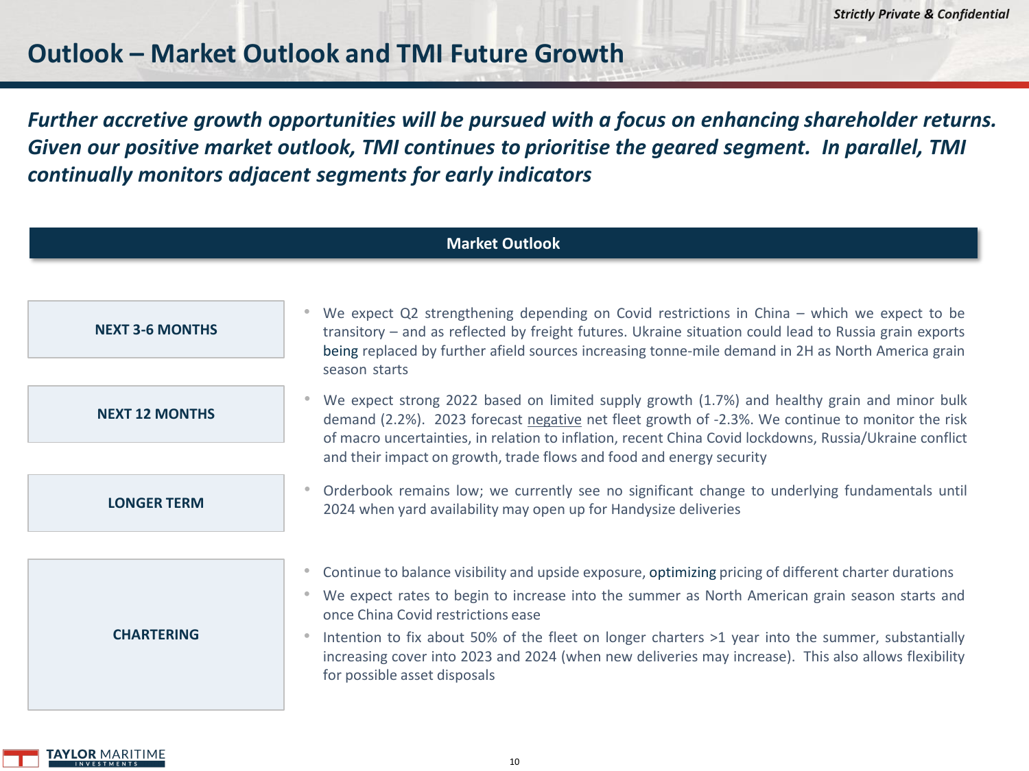# Outlook – Market Outlook and TMI Future Growth

***Further accretive growth opportunities will be pursued with a focus on enhancing shareholder returns. Given our positive market outlook, TMI continues to prioritise the geared segment. In parallel, TMI continually monitors adjacent segments for early indicators***

## Market Outlook

| | |
|---|---|
| **NEXT 3-6 MONTHS** | • We expect Q2 strengthening depending on Covid restrictions in China – which we expect to be transitory – and as reflected by freight futures. Ukraine situation could lead to Russia grain exports being replaced by further afield sources increasing tonne-mile demand in 2H as North America grain season starts |
| **NEXT 12 MONTHS** | • We expect strong 2022 based on limited supply growth (1.7%) and healthy grain and minor bulk demand (2.2%). 2023 forecast <u>negative</u> net fleet growth of -2.3%. We continue to monitor the risk of macro uncertainties, in relation to inflation, recent China Covid lockdowns, Russia/Ukraine conflict and their impact on growth, trade flows and food and energy security |
| **LONGER TERM** | • Orderbook remains low; we currently see no significant change to underlying fundamentals until 2024 when yard availability may open up for Handysize deliveries |
| **CHARTERING** | • Continue to balance visibility and upside exposure, optimizing pricing of different charter durations<br>• We expect rates to begin to increase into the summer as North American grain season starts and once China Covid restrictions ease<br>• Intention to fix about 50% of the fleet on longer charters >1 year into the summer, substantially increasing cover into 2023 and 2024 (when new deliveries may increase). This also allows flexibility for possible asset disposals |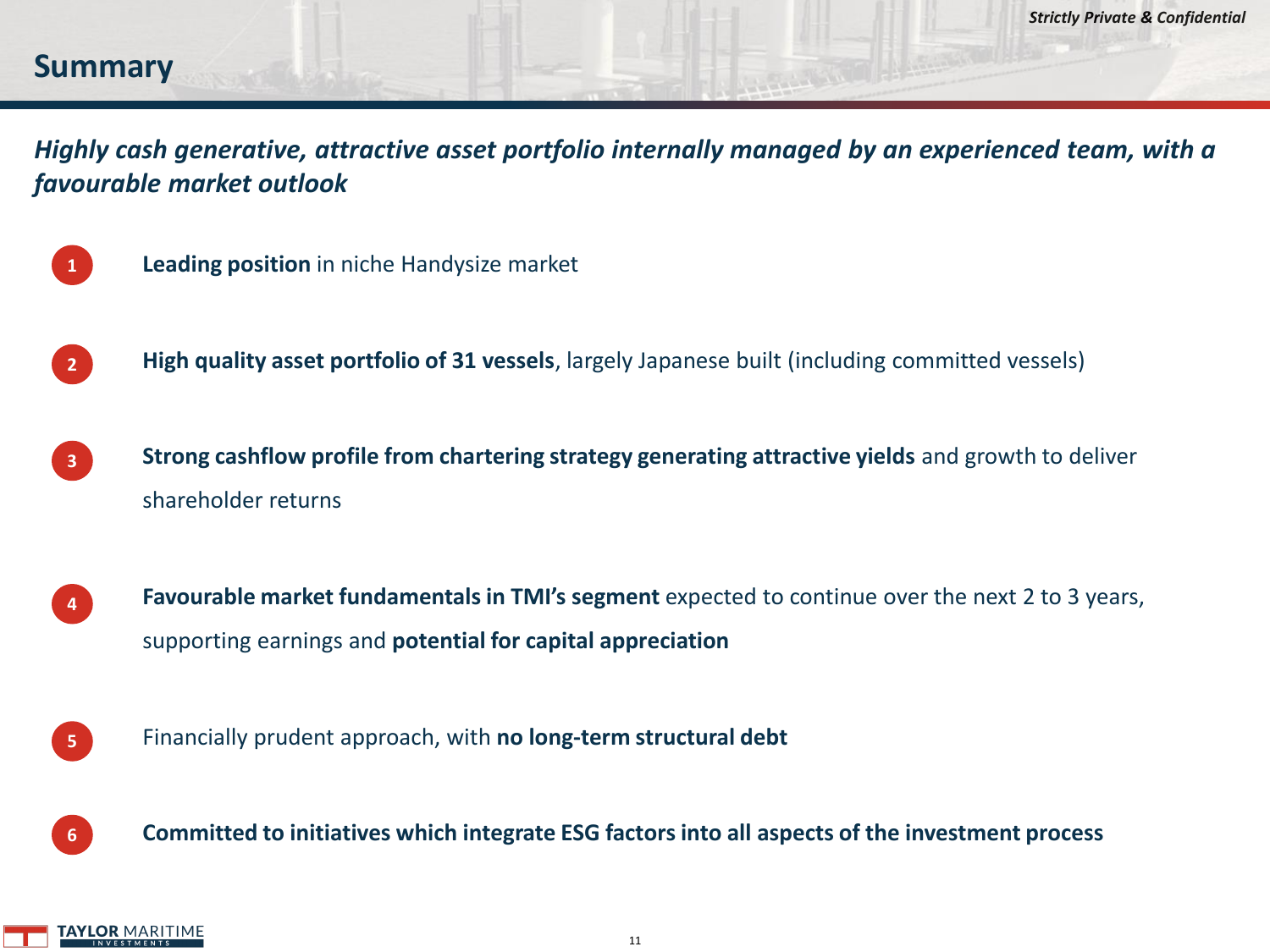# Summary

***Highly cash generative, attractive asset portfolio internally managed by an experienced team, with a favourable market outlook***

1. **Leading position** in niche Handysize market

2. **High quality asset portfolio of 31 vessels**, largely Japanese built (including committed vessels)

3. **Strong cashflow profile from chartering strategy generating attractive yields** and growth to deliver shareholder returns

4. **Favourable market fundamentals in TMI's segment** expected to continue over the next 2 to 3 years, supporting earnings and **potential for capital appreciation**

5. Financially prudent approach, with **no long-term structural debt**

6. **Committed to initiatives which integrate ESG factors into all aspects of the investment process**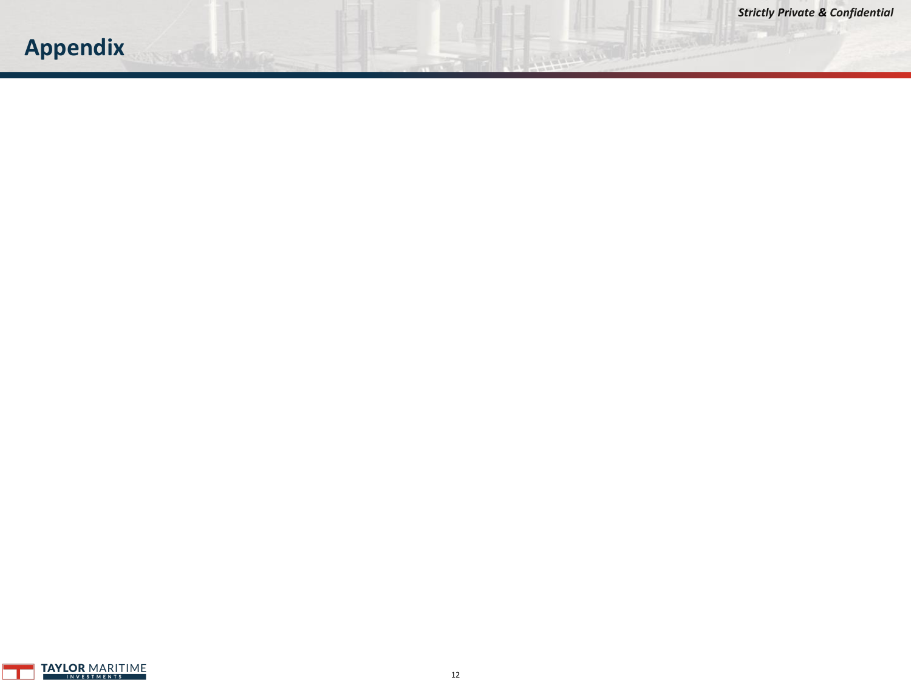# Appendix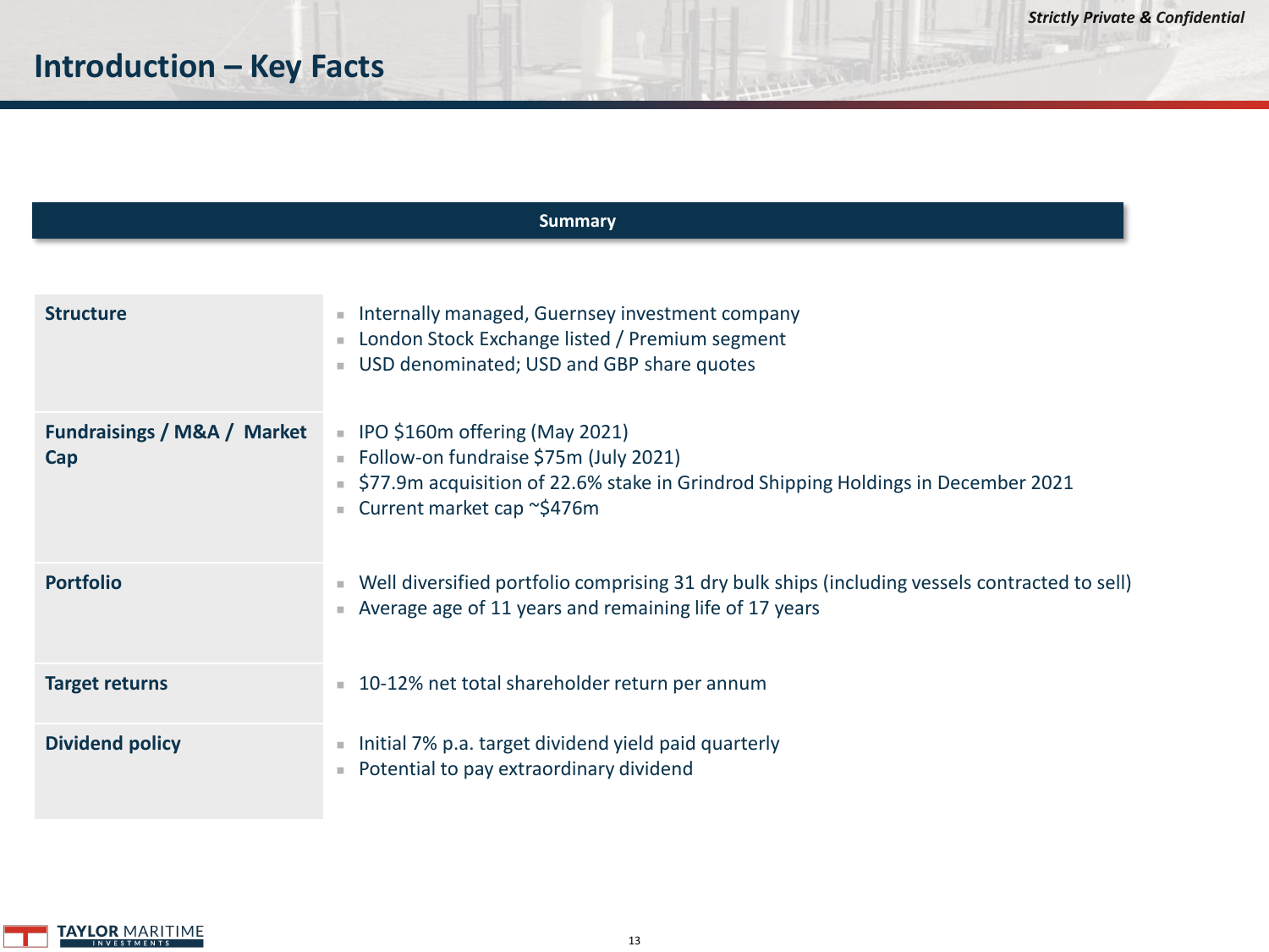# Introduction – Key Facts

| Summary | |
|---|---|
| **Structure** | Internally managed, Guernsey investment company<br>London Stock Exchange listed / Premium segment<br>USD denominated; USD and GBP share quotes |
| **Fundraisings / M&A / Market Cap** | IPO $160m offering (May 2021)<br>Follow-on fundraise $75m (July 2021)<br>$77.9m acquisition of 22.6% stake in Grindrod Shipping Holdings in December 2021<br>Current market cap ~$476m |
| **Portfolio** | Well diversified portfolio comprising 31 dry bulk ships (including vessels contracted to sell)<br>Average age of 11 years and remaining life of 17 years |
| **Target returns** | 10-12% net total shareholder return per annum |
| **Dividend policy** | Initial 7% p.a. target dividend yield paid quarterly<br>Potential to pay extraordinary dividend |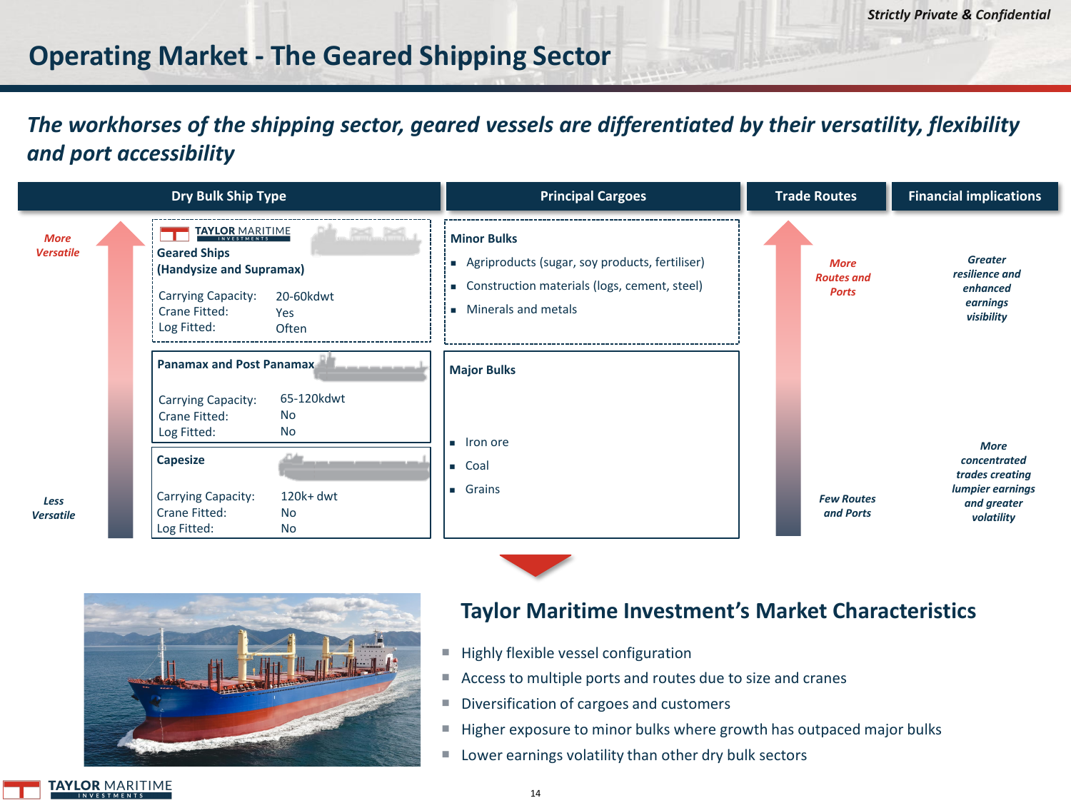# Operating Market - The Geared Shipping Sector

***The workhorses of the shipping sector, geared vessels are differentiated by their versatility, flexibility and port accessibility***

| Dry Bulk Ship Type | | Principal Cargoes | Trade Routes | Financial implications |
|---|---|---|---|---|
| *More Versatile* | **Geared Ships (Handysize and Supramax)**<br>Carrying Capacity: 20-60kdwt<br>Crane Fitted: Yes<br>Log Fitted: Often | **Minor Bulks**<br>▪ Agriproducts (sugar, soy products, fertiliser)<br>▪ Construction materials (logs, cement, steel)<br>▪ Minerals and metals | *More Routes and Ports* | *Greater resilience and enhanced earnings visibility* |
| | **Panamax and Post Panamax**<br>Carrying Capacity: 65-120kdwt<br>Crane Fitted: No<br>Log Fitted: No | **Major Bulks**<br>▪ Iron ore<br>▪ Coal<br>▪ Grains | | |
| *Less Versatile* | **Capesize**<br>Carrying Capacity: 120k+ dwt<br>Crane Fitted: No<br>Log Fitted: No | | *Few Routes and Ports* | *More concentrated trades creating lumpier earnings and greater volatility* |

## Taylor Maritime Investment's Market Characteristics

- Highly flexible vessel configuration
- Access to multiple ports and routes due to size and cranes
- Diversification of cargoes and customers
- Higher exposure to minor bulks where growth has outpaced major bulks
- Lower earnings volatility than other dry bulk sectors